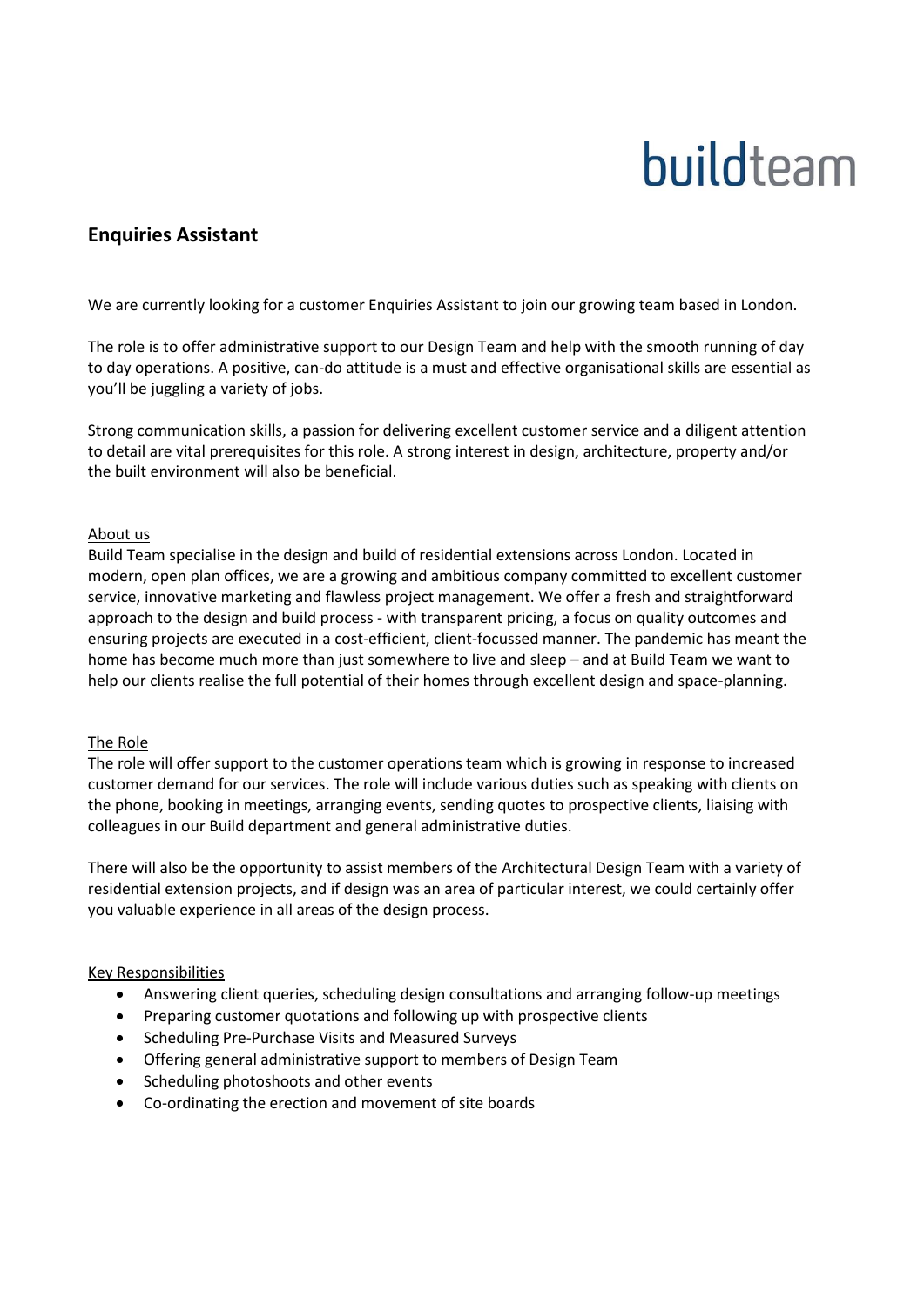buildteam

## Enquiries Assistant

We are currently looking for a customer Enquiries Assistant to join our growing team based in London.

The role is to offer administrative support to our Design Team and help with the smooth running of day to day operations. A positive, can-do attitude is a must and effective organisational skills are essential as you'll be juggling a variety of jobs.

Strong communication skills, a passion for delivering excellent customer service and a diligent attention to detail are vital prerequisites for this role. A strong interest in design, architecture, property and/or the built environment will also be beneficial.

### About us

Build Team specialise in the design and build of residential extensions across London. Located in modern, open plan offices, we are a growing and ambitious company committed to excellent customer service, innovative marketing and flawless project management. We offer a fresh and straightforward approach to the design and build process - with transparent pricing, a focus on quality outcomes and ensuring projects are executed in a cost-efficient, client-focussed manner. The pandemic has meant the home has become much more than just somewhere to live and sleep – and at Build Team we want to help our clients realise the full potential of their homes through excellent design and space-planning.

### The Role

The role will offer support to the customer operations team which is growing in response to increased customer demand for our services. The role will include various duties such as speaking with clients on the phone, booking in meetings, arranging events, sending quotes to prospective clients, liaising with colleagues in our Build department and general administrative duties.

There will also be the opportunity to assist members of the Architectural Design Team with a variety of residential extension projects, and if design was an area of particular interest, we could certainly offer you valuable experience in all areas of the design process.

### Key Responsibilities

- Answering client queries, scheduling design consultations and arranging follow-up meetings
- Preparing customer quotations and following up with prospective clients
- Scheduling Pre-Purchase Visits and Measured Surveys
- Offering general administrative support to members of Design Team
- Scheduling photoshoots and other events
- Co-ordinating the erection and movement of site boards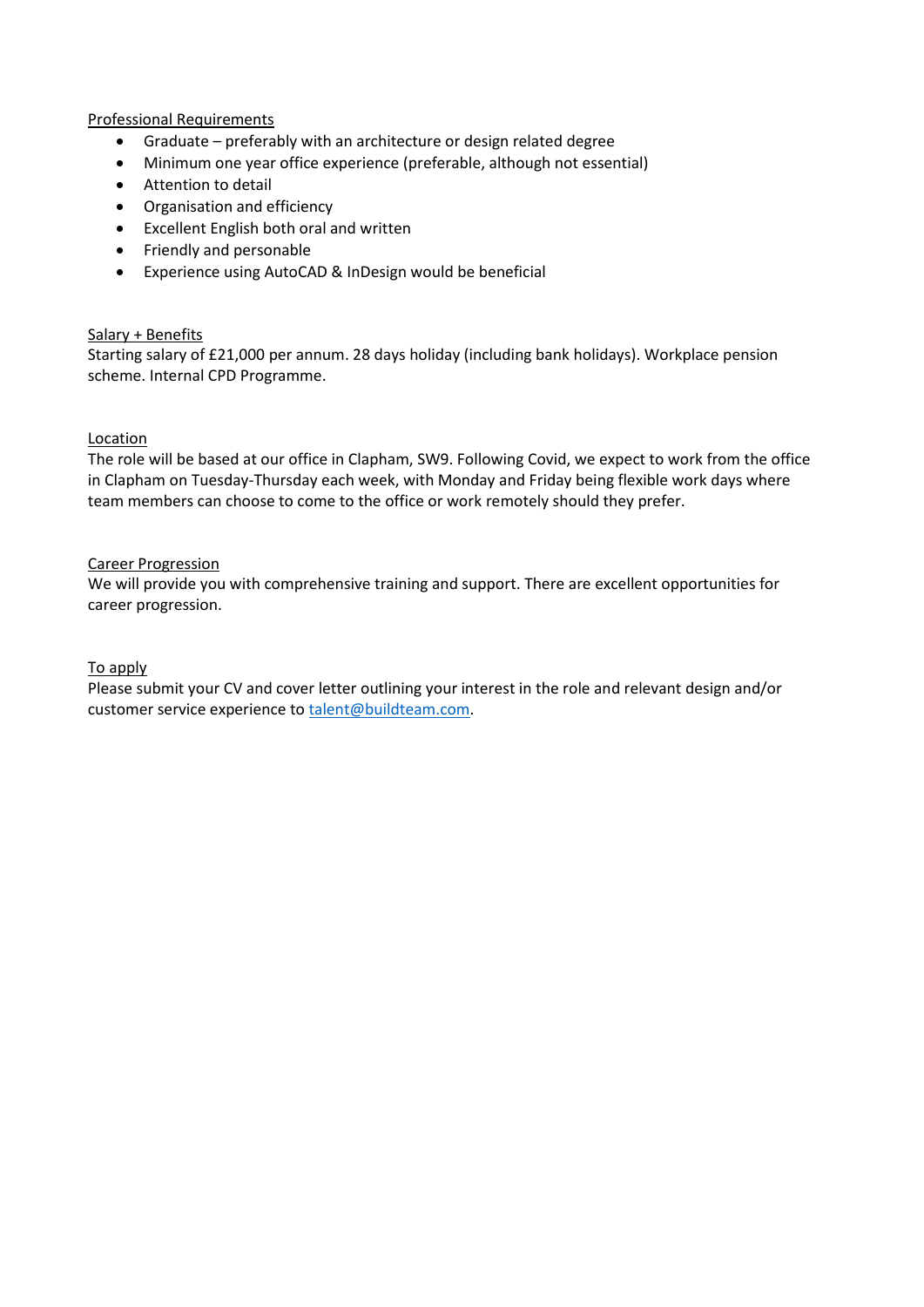## Professional Requirements

- Graduate – preferably with an architecture or design related degree
- Minimum one year office experience (preferable, although not essential)
- Attention to detail
- Organisation and efficiency
- Excellent English both oral and written
- Friendly and personable
- Experience using AutoCAD & InDesign would be beneficial

## Salary + Benefits

Starting salary of £21,000 per annum. 28 days holiday (including bank holidays). Workplace pension scheme. Internal CPD Programme.

## Location

The role will be based at our office in Clapham, SW9. Following Covid, we expect to work from the office in Clapham on Tuesday-Thursday each week, with Monday and Friday being flexible work days where team members can choose to come to the office or work remotely should they prefer.

## Career Progression

We will provide you with comprehensive training and support. There are excellent opportunities for career progression.

## To apply

Please submit your CV and cover letter outlining your interest in the role and relevant design and/or customer service experience to talent@buildteam.com.